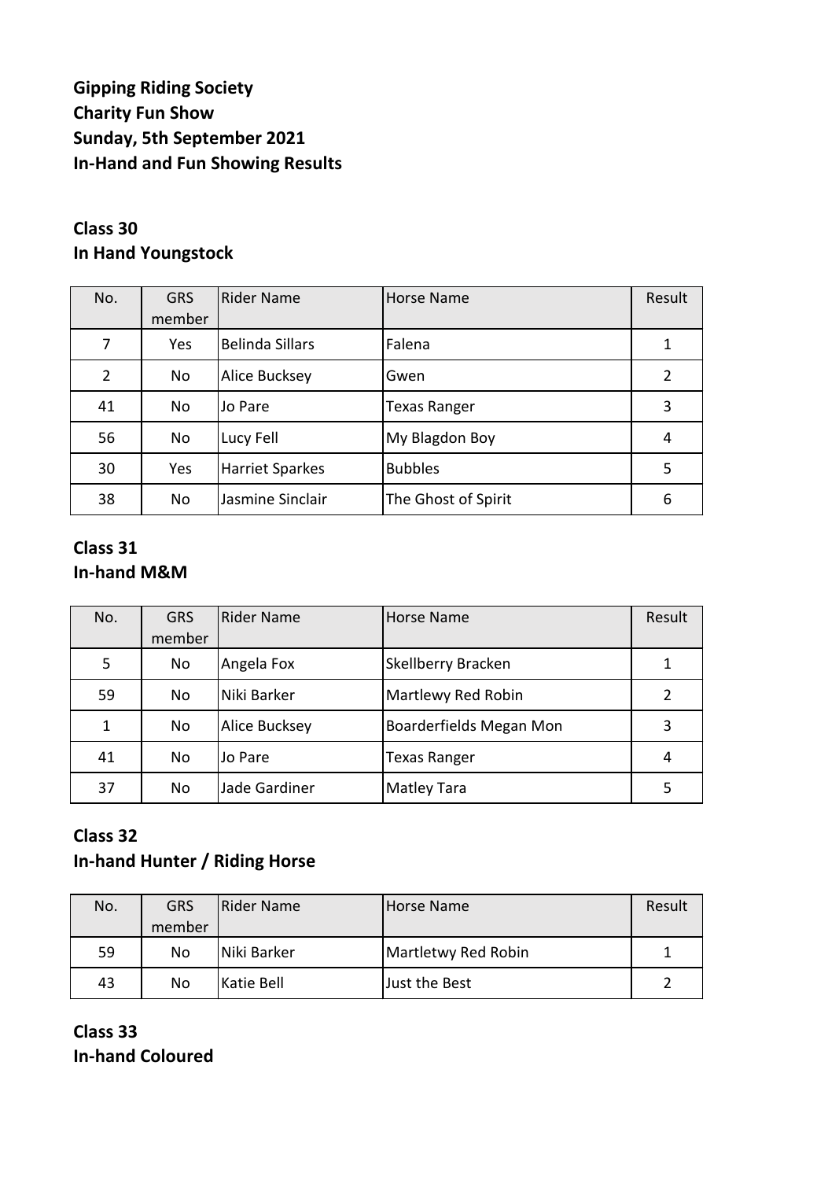**Gipping Riding Society**
**Charity Fun Show**
**Sunday, 5th September 2021**
**In-Hand and Fun Showing Results**

## Class 30
## In Hand Youngstock

| No. | GRS member | Rider Name | Horse Name | Result |
|---|---|---|---|---|
| 7 | Yes | Belinda Sillars | Falena | 1 |
| 2 | No | Alice Bucksey | Gwen | 2 |
| 41 | No | Jo Pare | Texas Ranger | 3 |
| 56 | No | Lucy Fell | My Blagdon Boy | 4 |
| 30 | Yes | Harriet Sparkes | Bubbles | 5 |
| 38 | No | Jasmine Sinclair | The Ghost of Spirit | 6 |

## Class 31
## In-hand M&M

| No. | GRS member | Rider Name | Horse Name | Result |
|---|---|---|---|---|
| 5 | No | Angela Fox | Skellberry Bracken | 1 |
| 59 | No | Niki Barker | Martlewy Red Robin | 2 |
| 1 | No | Alice Bucksey | Boarderfields Megan Mon | 3 |
| 41 | No | Jo Pare | Texas Ranger | 4 |
| 37 | No | Jade Gardiner | Matley Tara | 5 |

## Class 32
## In-hand Hunter / Riding Horse

| No. | GRS member | Rider Name | Horse Name | Result |
|---|---|---|---|---|
| 59 | No | Niki Barker | Martletwy Red Robin | 1 |
| 43 | No | Katie Bell | Just the Best | 2 |

## Class 33
## In-hand Coloured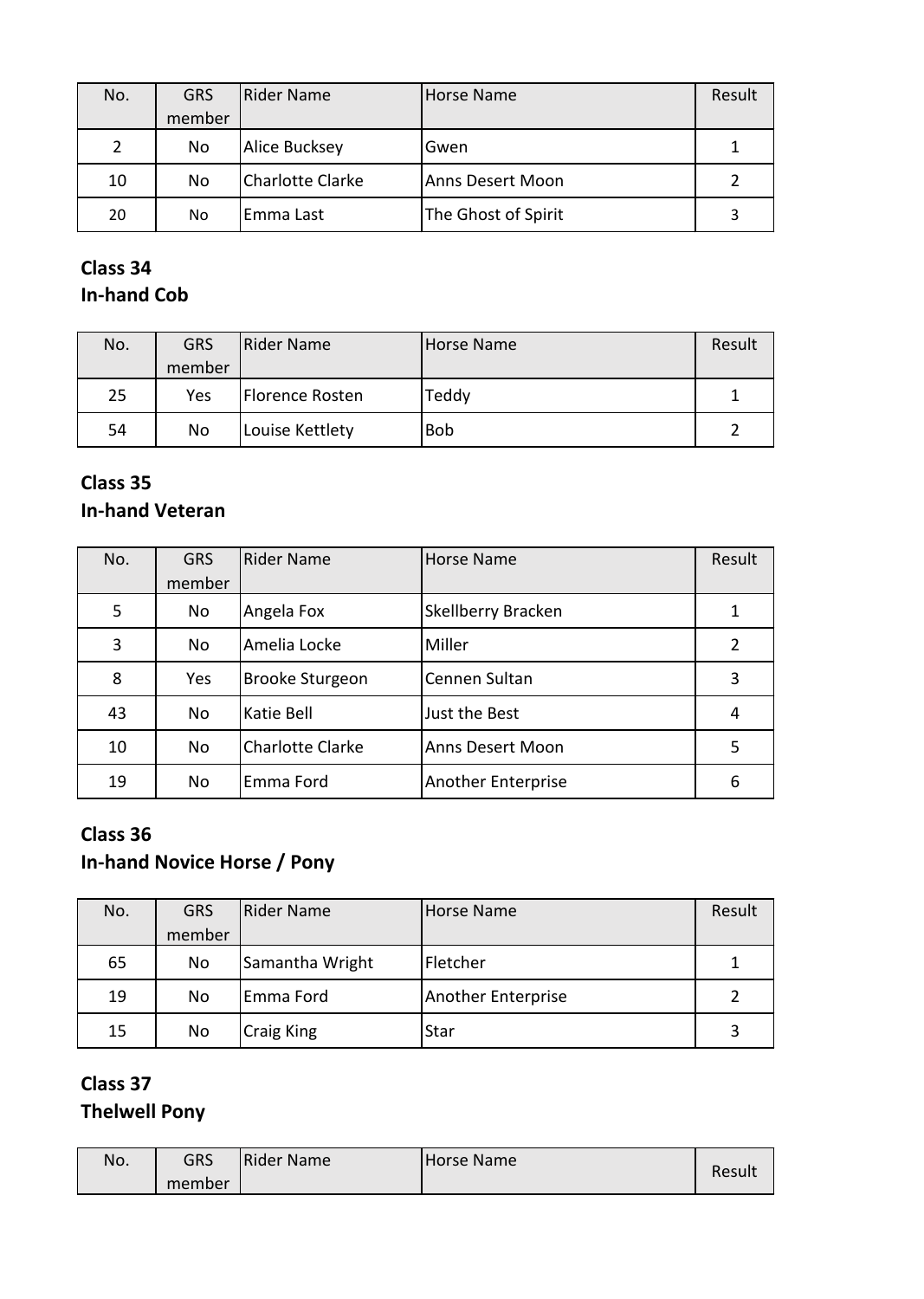| No. | GRS member | Rider Name | Horse Name | Result |
|---|---|---|---|---|
| 2 | No | Alice Bucksey | Gwen | 1 |
| 10 | No | Charlotte Clarke | Anns Desert Moon | 2 |
| 20 | No | Emma Last | The Ghost of Spirit | 3 |

**Class 34**
**In-hand Cob**

| No. | GRS member | Rider Name | Horse Name | Result |
|---|---|---|---|---|
| 25 | Yes | Florence Rosten | Teddy | 1 |
| 54 | No | Louise Kettlety | Bob | 2 |

**Class 35**
**In-hand Veteran**

| No. | GRS member | Rider Name | Horse Name | Result |
|---|---|---|---|---|
| 5 | No | Angela Fox | Skellberry Bracken | 1 |
| 3 | No | Amelia Locke | Miller | 2 |
| 8 | Yes | Brooke Sturgeon | Cennen Sultan | 3 |
| 43 | No | Katie Bell | Just the Best | 4 |
| 10 | No | Charlotte Clarke | Anns Desert Moon | 5 |
| 19 | No | Emma Ford | Another Enterprise | 6 |

**Class 36**
**In-hand Novice Horse / Pony**

| No. | GRS member | Rider Name | Horse Name | Result |
|---|---|---|---|---|
| 65 | No | Samantha Wright | Fletcher | 1 |
| 19 | No | Emma Ford | Another Enterprise | 2 |
| 15 | No | Craig King | Star | 3 |

**Class 37**
**Thelwell Pony**

| No. | GRS member | Rider Name | Horse Name | Result |
|---|---|---|---|---|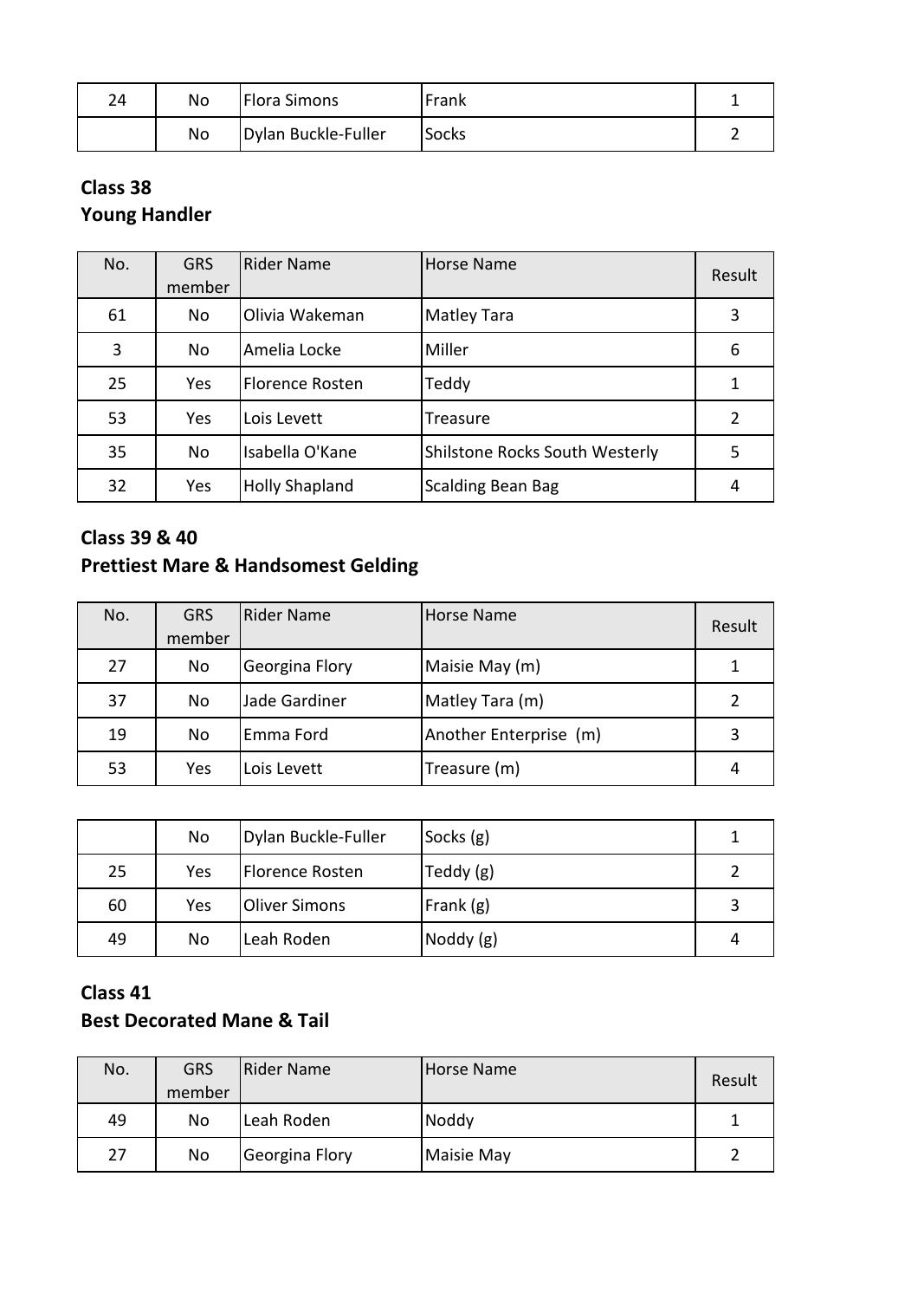| | | | | |
|---|---|---|---|---|
| 24 | No | Flora Simons | Frank | 1 |
| | No | Dylan Buckle-Fuller | Socks | 2 |

**Class 38**
**Young Handler**

| No. | GRS member | Rider Name | Horse Name | Result |
|---|---|---|---|---|
| 61 | No | Olivia Wakeman | Matley Tara | 3 |
| 3 | No | Amelia Locke | Miller | 6 |
| 25 | Yes | Florence Rosten | Teddy | 1 |
| 53 | Yes | Lois Levett | Treasure | 2 |
| 35 | No | Isabella O'Kane | Shilstone Rocks South Westerly | 5 |
| 32 | Yes | Holly Shapland | Scalding Bean Bag | 4 |

**Class 39 & 40**
**Prettiest Mare & Handsomest Gelding**

| No. | GRS member | Rider Name | Horse Name | Result |
|---|---|---|---|---|
| 27 | No | Georgina Flory | Maisie May (m) | 1 |
| 37 | No | Jade Gardiner | Matley Tara (m) | 2 |
| 19 | No | Emma Ford | Another Enterprise (m) | 3 |
| 53 | Yes | Lois Levett | Treasure (m) | 4 |

| | | | | |
|---|---|---|---|---|
| | No | Dylan Buckle-Fuller | Socks (g) | 1 |
| 25 | Yes | Florence Rosten | Teddy (g) | 2 |
| 60 | Yes | Oliver Simons | Frank (g) | 3 |
| 49 | No | Leah Roden | Noddy (g) | 4 |

**Class 41**
**Best Decorated Mane & Tail**

| No. | GRS member | Rider Name | Horse Name | Result |
|---|---|---|---|---|
| 49 | No | Leah Roden | Noddy | 1 |
| 27 | No | Georgina Flory | Maisie May | 2 |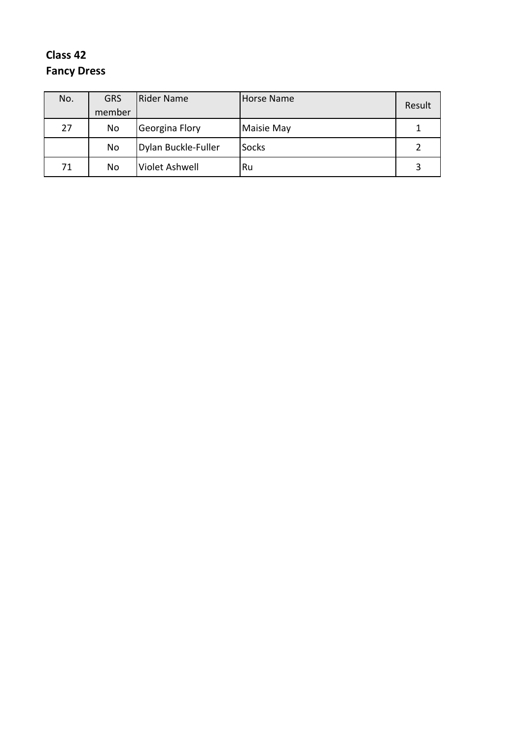**Class 42**
**Fancy Dress**

| No. | GRS member | Rider Name | Horse Name | Result |
|---|---|---|---|---|
| 27 | No | Georgina Flory | Maisie May | 1 |
| | No | Dylan Buckle-Fuller | Socks | 2 |
| 71 | No | Violet Ashwell | Ru | 3 |